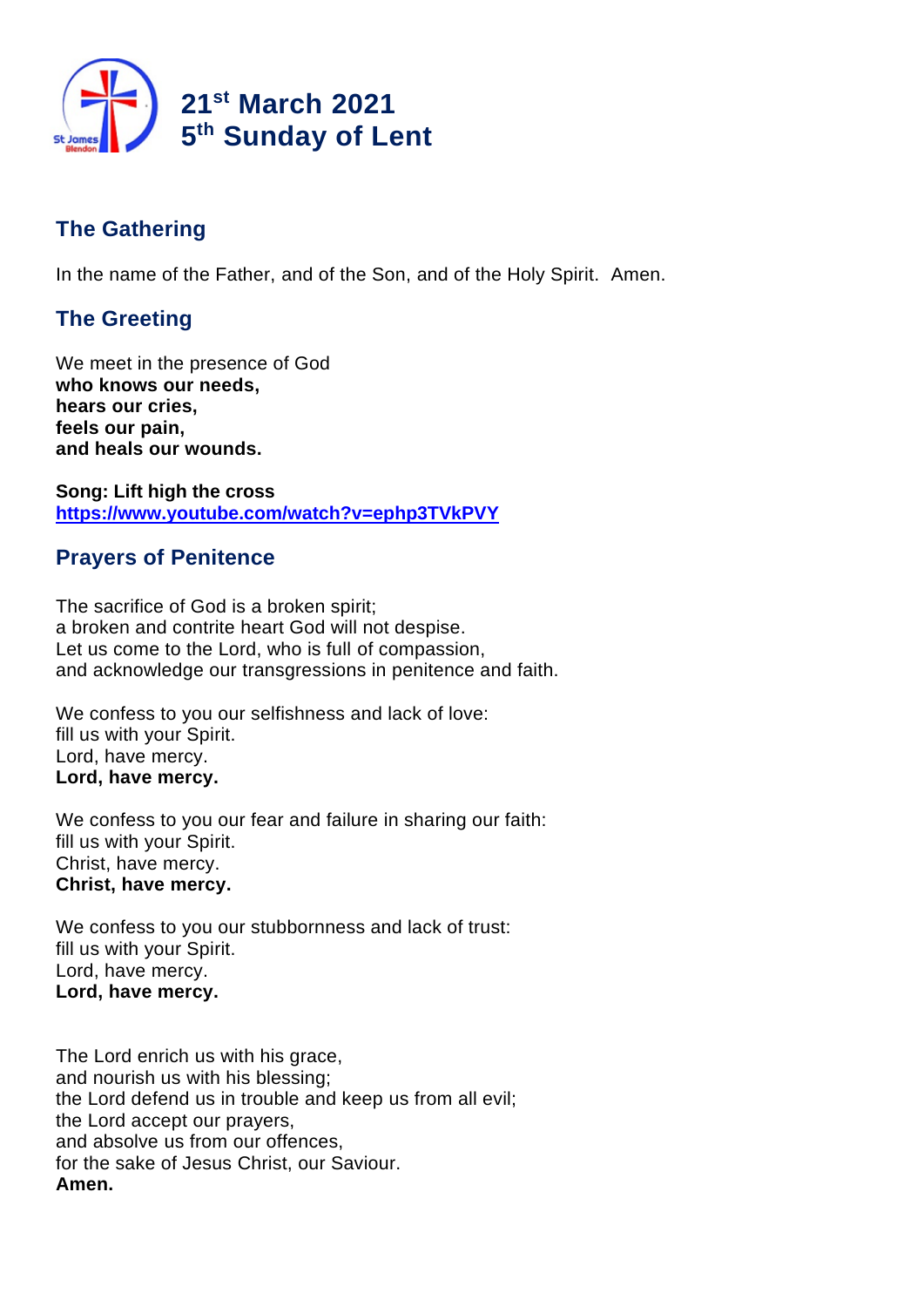# 21st March 2021
# 5th Sunday of Lent

## The Gathering

In the name of the Father, and of the Son, and of the Holy Spirit. Amen.

## The Greeting

We meet in the presence of God
**who knows our needs,**
**hears our cries,**
**feels our pain,**
**and heals our wounds.**

**Song: Lift high the cross**
**https://www.youtube.com/watch?v=ephp3TVkPVY**

## Prayers of Penitence

The sacrifice of God is a broken spirit;
a broken and contrite heart God will not despise.
Let us come to the Lord, who is full of compassion,
and acknowledge our transgressions in penitence and faith.

We confess to you our selfishness and lack of love:
fill us with your Spirit.
Lord, have mercy.
**Lord, have mercy.**

We confess to you our fear and failure in sharing our faith:
fill us with your Spirit.
Christ, have mercy.
**Christ, have mercy.**

We confess to you our stubbornness and lack of trust:
fill us with your Spirit.
Lord, have mercy.
**Lord, have mercy.**

The Lord enrich us with his grace,
and nourish us with his blessing;
the Lord defend us in trouble and keep us from all evil;
the Lord accept our prayers,
and absolve us from our offences,
for the sake of Jesus Christ, our Saviour.
**Amen.**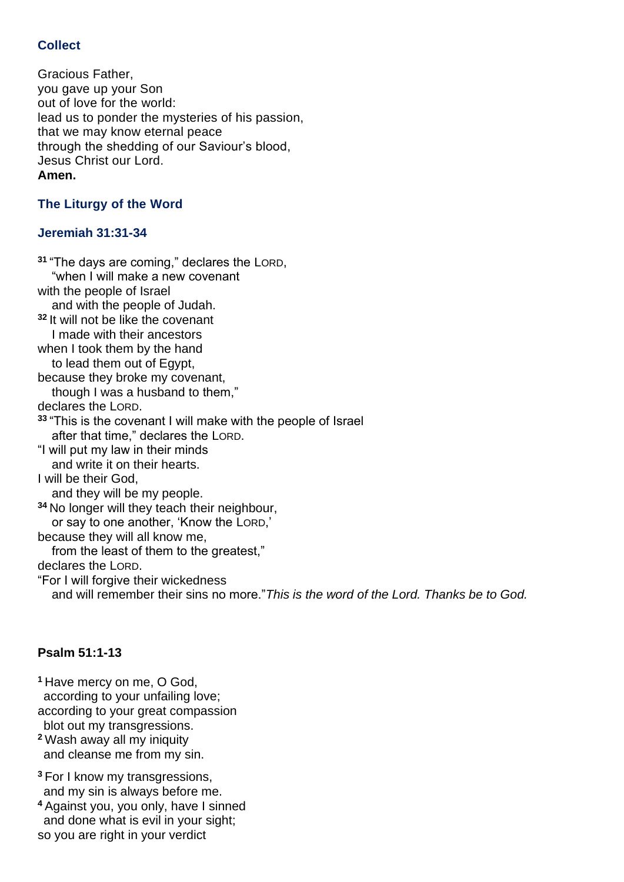### Collect

Gracious Father,
you gave up your Son
out of love for the world:
lead us to ponder the mysteries of his passion,
that we may know eternal peace
through the shedding of our Saviour's blood,
Jesus Christ our Lord.
**Amen.**

### The Liturgy of the Word

### Jeremiah 31:31-34

**31** "The days are coming," declares the LORD,
"when I will make a new covenant
with the people of Israel
and with the people of Judah.
**32** It will not be like the covenant
I made with their ancestors
when I took them by the hand
to lead them out of Egypt,
because they broke my covenant,
though I was a husband to them,"
declares the LORD.
**33** "This is the covenant I will make with the people of Israel
after that time," declares the LORD.
"I will put my law in their minds
and write it on their hearts.
I will be their God,
and they will be my people.
**34** No longer will they teach their neighbour,
or say to one another, 'Know the LORD,'
because they will all know me,
from the least of them to the greatest,"
declares the LORD.
"For I will forgive their wickedness
and will remember their sins no more."*This is the word of the Lord. Thanks be to God.*

### Psalm 51:1-13

**1** Have mercy on me, O God,
according to your unfailing love;
according to your great compassion
blot out my transgressions.
**2** Wash away all my iniquity
and cleanse me from my sin.

**3** For I know my transgressions,
and my sin is always before me.
**4** Against you, you only, have I sinned
and done what is evil in your sight;
so you are right in your verdict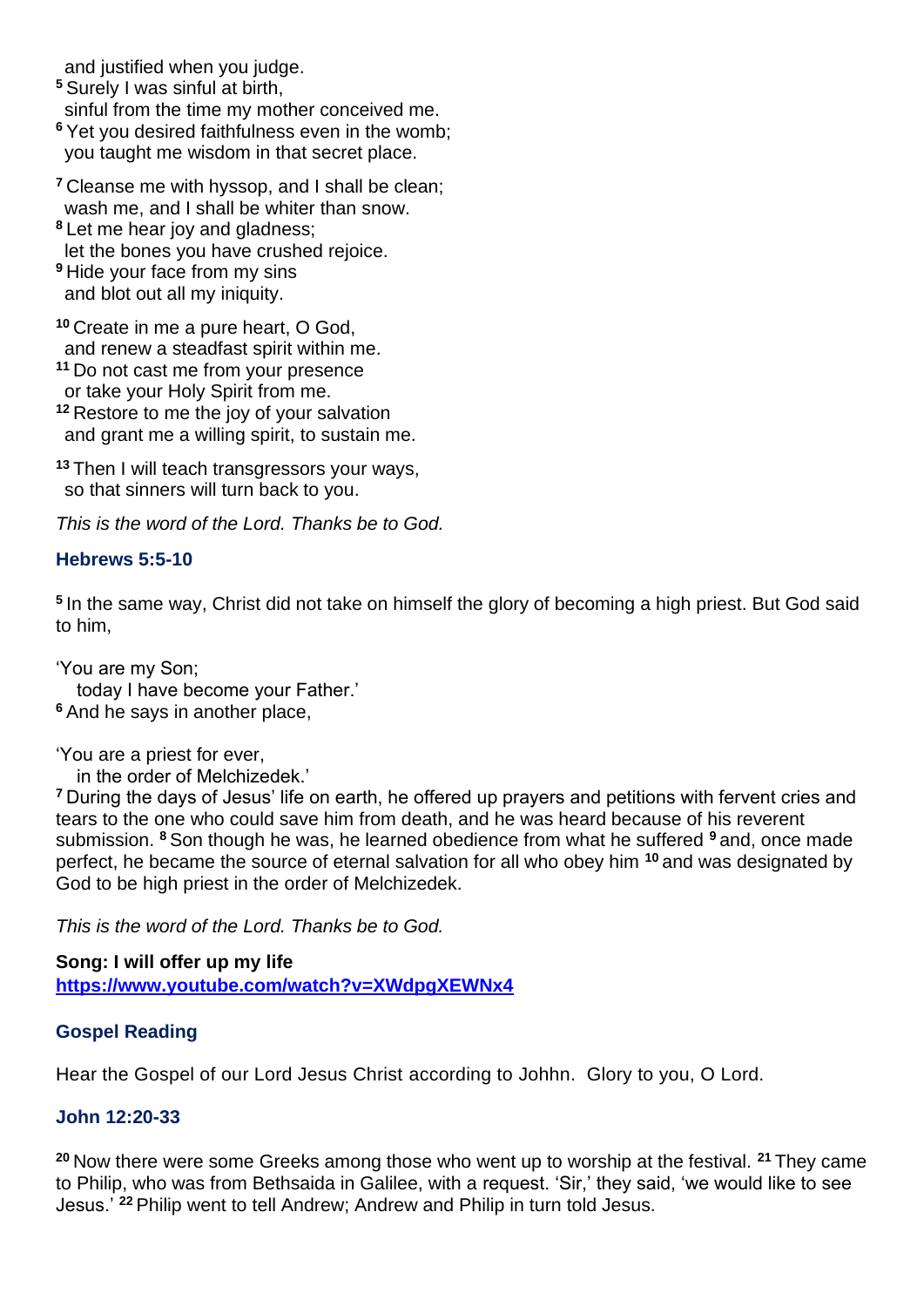and justified when you judge.
[5] Surely I was sinful at birth,
sinful from the time my mother conceived me.
[6] Yet you desired faithfulness even in the womb;
you taught me wisdom in that secret place.

[7] Cleanse me with hyssop, and I shall be clean;
wash me, and I shall be whiter than snow.
[8] Let me hear joy and gladness;
let the bones you have crushed rejoice.
[9] Hide your face from my sins
and blot out all my iniquity.

[10] Create in me a pure heart, O God,
and renew a steadfast spirit within me.
[11] Do not cast me from your presence
or take your Holy Spirit from me.
[12] Restore to me the joy of your salvation
and grant me a willing spirit, to sustain me.

[13] Then I will teach transgressors your ways,
so that sinners will turn back to you.

*This is the word of the Lord. Thanks be to God.*

### Hebrews 5:5-10

[5] In the same way, Christ did not take on himself the glory of becoming a high priest. But God said to him,

'You are my Son;
today I have become your Father.'
[6] And he says in another place,

'You are a priest for ever,
in the order of Melchizedek.'
[7] During the days of Jesus' life on earth, he offered up prayers and petitions with fervent cries and tears to the one who could save him from death, and he was heard because of his reverent submission. [8] Son though he was, he learned obedience from what he suffered [9] and, once made perfect, he became the source of eternal salvation for all who obey him [10] and was designated by God to be high priest in the order of Melchizedek.

*This is the word of the Lord. Thanks be to God.*

**Song: I will offer up my life**
**https://www.youtube.com/watch?v=XWdpgXEWNx4**

### Gospel Reading

Hear the Gospel of our Lord Jesus Christ according to Johhn. Glory to you, O Lord.

### John 12:20-33

[20] Now there were some Greeks among those who went up to worship at the festival. [21] They came to Philip, who was from Bethsaida in Galilee, with a request. 'Sir,' they said, 'we would like to see Jesus.' [22] Philip went to tell Andrew; Andrew and Philip in turn told Jesus.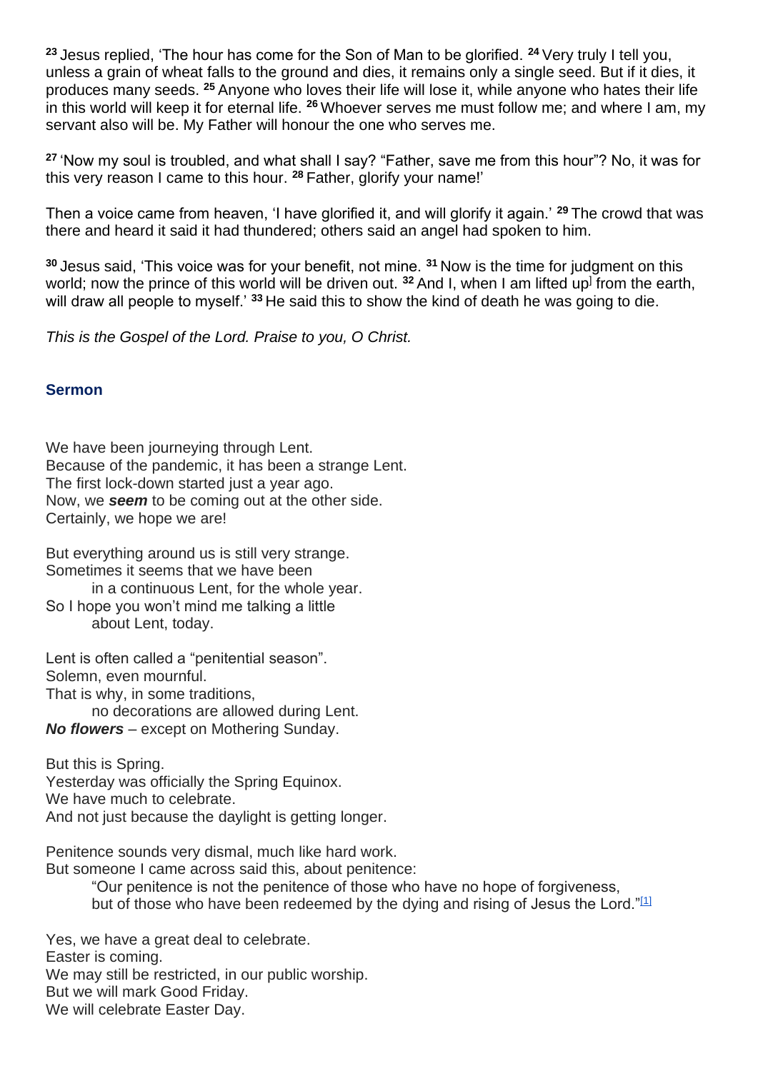[23] Jesus replied, 'The hour has come for the Son of Man to be glorified. [24] Very truly I tell you, unless a grain of wheat falls to the ground and dies, it remains only a single seed. But if it dies, it produces many seeds. [25] Anyone who loves their life will lose it, while anyone who hates their life in this world will keep it for eternal life. [26] Whoever serves me must follow me; and where I am, my servant also will be. My Father will honour the one who serves me.

[27] 'Now my soul is troubled, and what shall I say? "Father, save me from this hour"? No, it was for this very reason I came to this hour. [28] Father, glorify your name!'

Then a voice came from heaven, 'I have glorified it, and will glorify it again.' [29] The crowd that was there and heard it said it had thundered; others said an angel had spoken to him.

[30] Jesus said, 'This voice was for your benefit, not mine. [31] Now is the time for judgment on this world; now the prince of this world will be driven out. [32] And I, when I am lifted up from the earth, will draw all people to myself.' [33] He said this to show the kind of death he was going to die.

*This is the Gospel of the Lord. Praise to you, O Christ.*

### Sermon

We have been journeying through Lent.
Because of the pandemic, it has been a strange Lent.
The first lock-down started just a year ago.
Now, we ***seem*** to be coming out at the other side.
Certainly, we hope we are!

But everything around us is still very strange.
Sometimes it seems that we have been
in a continuous Lent, for the whole year.
So I hope you won't mind me talking a little
about Lent, today.

Lent is often called a "penitential season".
Solemn, even mournful.
That is why, in some traditions,
no decorations are allowed during Lent.
***No flowers*** – except on Mothering Sunday.

But this is Spring.
Yesterday was officially the Spring Equinox.
We have much to celebrate.
And not just because the daylight is getting longer.

Penitence sounds very dismal, much like hard work.
But someone I came across said this, about penitence:
"Our penitence is not the penitence of those who have no hope of forgiveness,
but of those who have been redeemed by the dying and rising of Jesus the Lord."[1]

Yes, we have a great deal to celebrate.
Easter is coming.
We may still be restricted, in our public worship.
But we will mark Good Friday.
We will celebrate Easter Day.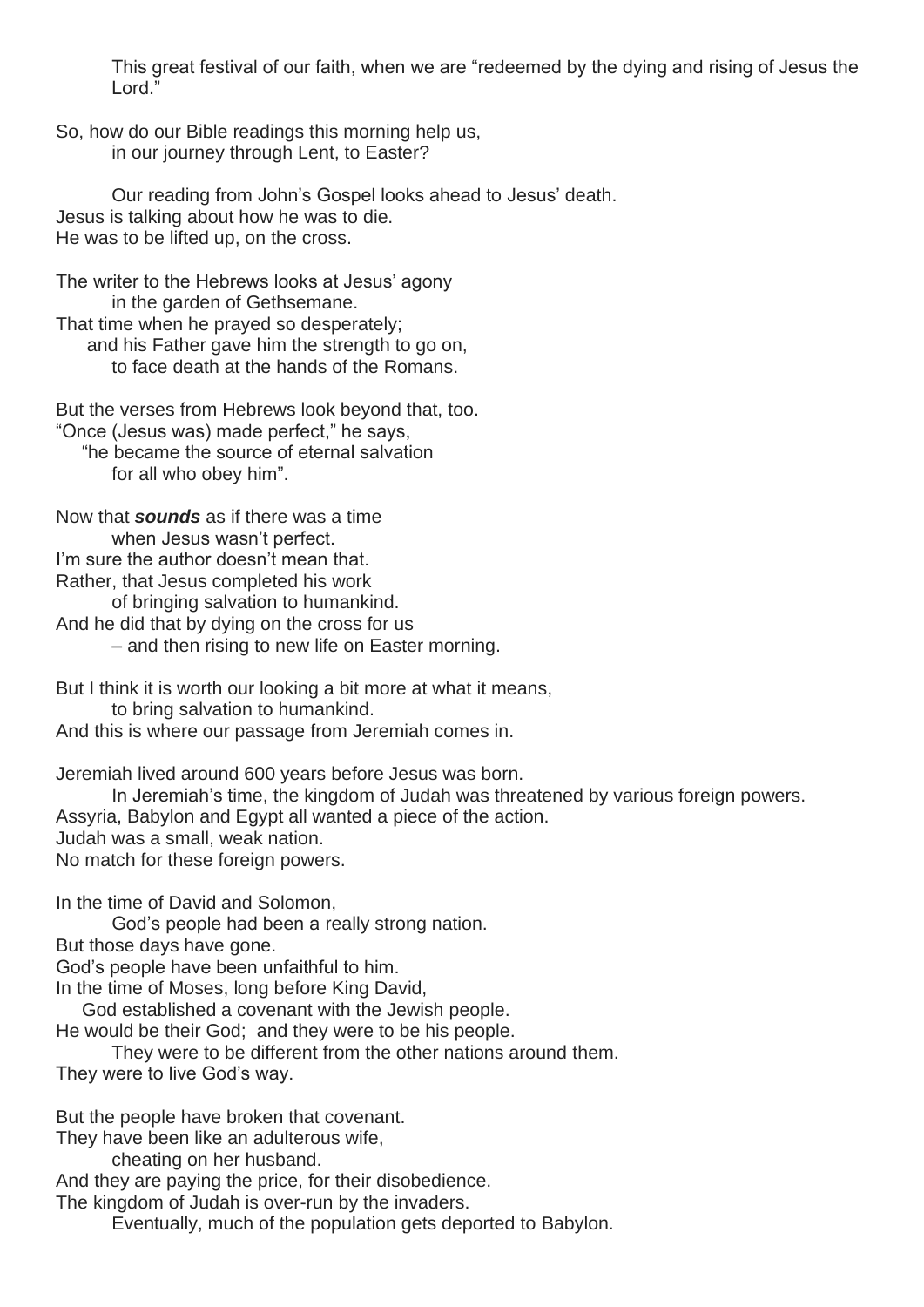This great festival of our faith, when we are "redeemed by the dying and rising of Jesus the Lord."

So, how do our Bible readings this morning help us,
in our journey through Lent, to Easter?

Our reading from John's Gospel looks ahead to Jesus' death.
Jesus is talking about how he was to die.
He was to be lifted up, on the cross.

The writer to the Hebrews looks at Jesus' agony
in the garden of Gethsemane.
That time when he prayed so desperately;
and his Father gave him the strength to go on,
to face death at the hands of the Romans.

But the verses from Hebrews look beyond that, too.
"Once (Jesus was) made perfect," he says,
"he became the source of eternal salvation
for all who obey him".

Now that ***sounds*** as if there was a time
when Jesus wasn't perfect.
I'm sure the author doesn't mean that.
Rather, that Jesus completed his work
of bringing salvation to humankind.
And he did that by dying on the cross for us
– and then rising to new life on Easter morning.

But I think it is worth our looking a bit more at what it means,
to bring salvation to humankind.
And this is where our passage from Jeremiah comes in.

Jeremiah lived around 600 years before Jesus was born.
In Jeremiah's time, the kingdom of Judah was threatened by various foreign powers.
Assyria, Babylon and Egypt all wanted a piece of the action.
Judah was a small, weak nation.
No match for these foreign powers.

In the time of David and Solomon,
God's people had been a really strong nation.
But those days have gone.
God's people have been unfaithful to him.
In the time of Moses, long before King David,
God established a covenant with the Jewish people.
He would be their God; and they were to be his people.
They were to be different from the other nations around them.
They were to live God's way.

But the people have broken that covenant.
They have been like an adulterous wife,
cheating on her husband.
And they are paying the price, for their disobedience.
The kingdom of Judah is over-run by the invaders.
Eventually, much of the population gets deported to Babylon.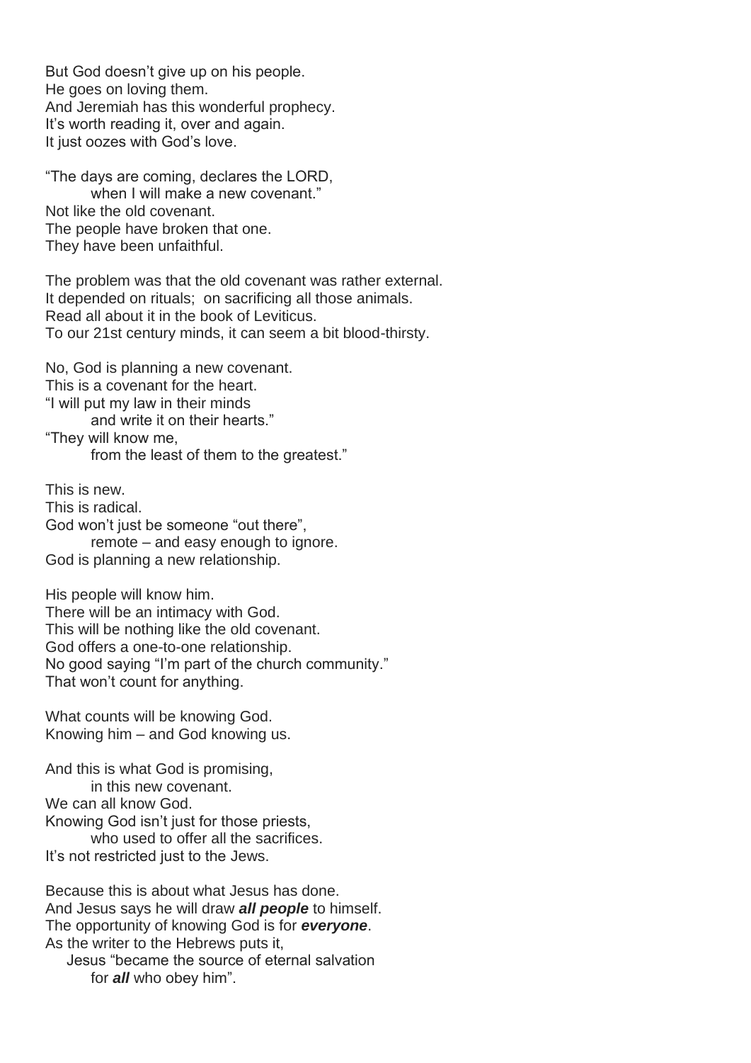But God doesn't give up on his people.
He goes on loving them.
And Jeremiah has this wonderful prophecy.
It's worth reading it, over and again.
It just oozes with God's love.

"The days are coming, declares the LORD,
 when I will make a new covenant."
Not like the old covenant.
The people have broken that one.
They have been unfaithful.

The problem was that the old covenant was rather external.
It depended on rituals; on sacrificing all those animals.
Read all about it in the book of Leviticus.
To our 21st century minds, it can seem a bit blood-thirsty.

No, God is planning a new covenant.
This is a covenant for the heart.
"I will put my law in their minds
 and write it on their hearts."
"They will know me,
 from the least of them to the greatest."

This is new.
This is radical.
God won't just be someone "out there",
 remote – and easy enough to ignore.
God is planning a new relationship.

His people will know him.
There will be an intimacy with God.
This will be nothing like the old covenant.
God offers a one-to-one relationship.
No good saying "I'm part of the church community."
That won't count for anything.

What counts will be knowing God.
Knowing him – and God knowing us.

And this is what God is promising,
 in this new covenant.
We can all know God.
Knowing God isn't just for those priests,
 who used to offer all the sacrifices.
It's not restricted just to the Jews.

Because this is about what Jesus has done.
And Jesus says he will draw ***all people*** to himself.
The opportunity of knowing God is for ***everyone***.
As the writer to the Hebrews puts it,
 Jesus "became the source of eternal salvation
 for ***all*** who obey him".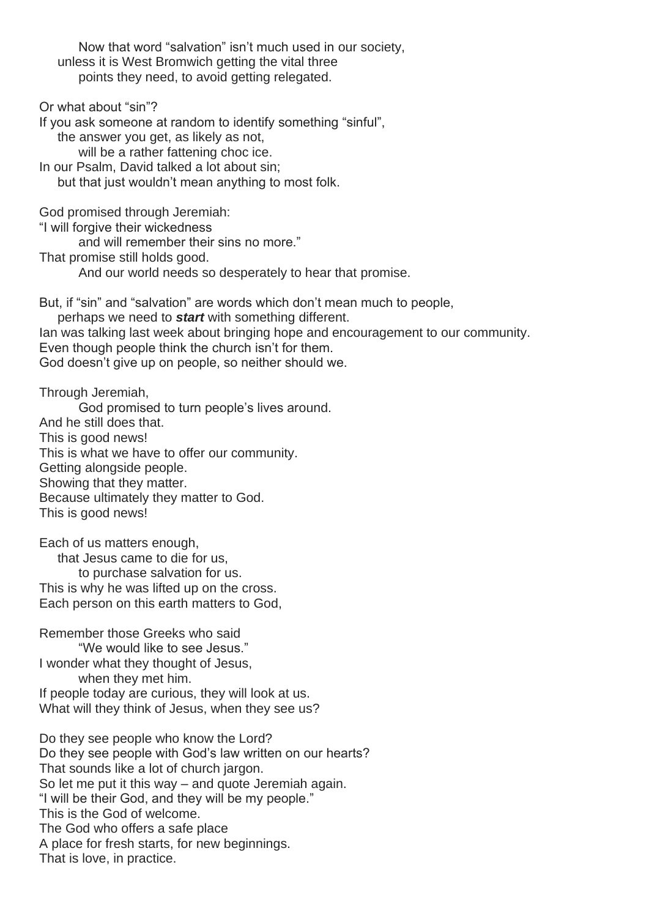Now that word "salvation" isn't much used in our society,
unless it is West Bromwich getting the vital three
points they need, to avoid getting relegated.

Or what about "sin"?
If you ask someone at random to identify something "sinful",
the answer you get, as likely as not,
will be a rather fattening choc ice.
In our Psalm, David talked a lot about sin;
but that just wouldn't mean anything to most folk.

God promised through Jeremiah:
"I will forgive their wickedness
and will remember their sins no more."
That promise still holds good.
And our world needs so desperately to hear that promise.

But, if "sin" and "salvation" are words which don't mean much to people,
perhaps we need to ***start*** with something different.
Ian was talking last week about bringing hope and encouragement to our community.
Even though people think the church isn't for them.
God doesn't give up on people, so neither should we.

Through Jeremiah,
God promised to turn people's lives around.
And he still does that.
This is good news!
This is what we have to offer our community.
Getting alongside people.
Showing that they matter.
Because ultimately they matter to God.
This is good news!

Each of us matters enough,
that Jesus came to die for us,
to purchase salvation for us.
This is why he was lifted up on the cross.
Each person on this earth matters to God,

Remember those Greeks who said
"We would like to see Jesus."
I wonder what they thought of Jesus,
when they met him.
If people today are curious, they will look at us.
What will they think of Jesus, when they see us?

Do they see people who know the Lord?
Do they see people with God's law written on our hearts?
That sounds like a lot of church jargon.
So let me put it this way – and quote Jeremiah again.
"I will be their God, and they will be my people."
This is the God of welcome.
The God who offers a safe place
A place for fresh starts, for new beginnings.
That is love, in practice.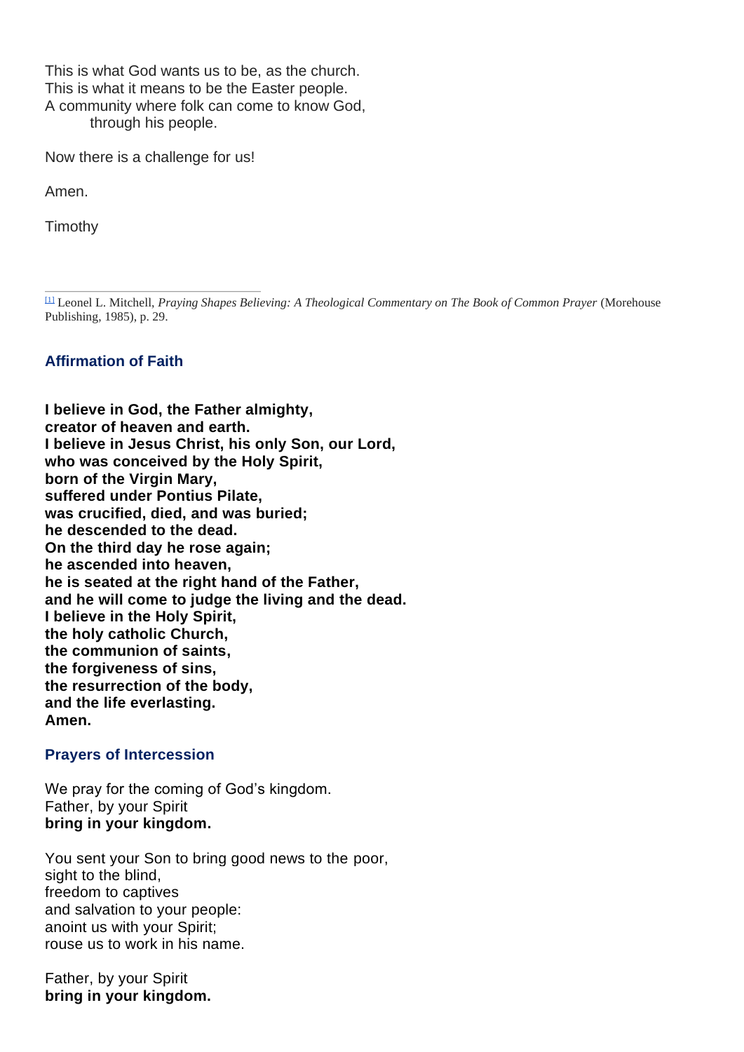This is what God wants us to be, as the church.
This is what it means to be the Easter people.
A community where folk can come to know God,
through his people.

Now there is a challenge for us!

Amen.

Timothy

---

[1] Leonel L. Mitchell, *Praying Shapes Believing: A Theological Commentary on The Book of Common Prayer* (Morehouse Publishing, 1985), p. 29.

### Affirmation of Faith

**I believe in God, the Father almighty,
creator of heaven and earth.
I believe in Jesus Christ, his only Son, our Lord,
who was conceived by the Holy Spirit,
born of the Virgin Mary,
suffered under Pontius Pilate,
was crucified, died, and was buried;
he descended to the dead.
On the third day he rose again;
he ascended into heaven,
he is seated at the right hand of the Father,
and he will come to judge the living and the dead.
I believe in the Holy Spirit,
the holy catholic Church,
the communion of saints,
the forgiveness of sins,
the resurrection of the body,
and the life everlasting.
Amen.**

### Prayers of Intercession

We pray for the coming of God's kingdom.
Father, by your Spirit
**bring in your kingdom.**

You sent your Son to bring good news to the poor,
sight to the blind,
freedom to captives
and salvation to your people:
anoint us with your Spirit;
rouse us to work in his name.

Father, by your Spirit
**bring in your kingdom.**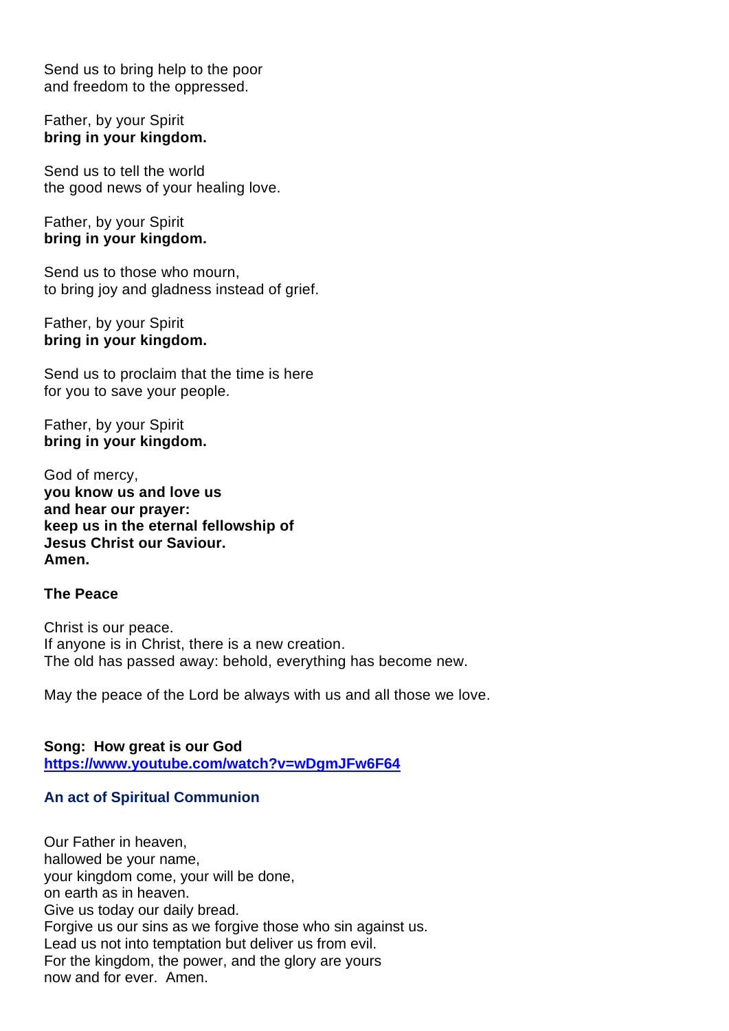Send us to bring help to the poor
and freedom to the oppressed.

Father, by your Spirit
**bring in your kingdom.**

Send us to tell the world
the good news of your healing love.

Father, by your Spirit
**bring in your kingdom.**

Send us to those who mourn,
to bring joy and gladness instead of grief.

Father, by your Spirit
**bring in your kingdom.**

Send us to proclaim that the time is here
for you to save your people.

Father, by your Spirit
**bring in your kingdom.**

God of mercy,
**you know us and love us**
**and hear our prayer:**
**keep us in the eternal fellowship of**
**Jesus Christ our Saviour.**
**Amen.**

**The Peace**

Christ is our peace.
If anyone is in Christ, there is a new creation.
The old has passed away: behold, everything has become new.

May the peace of the Lord be always with us and all those we love.

**Song: How great is our God**
**https://www.youtube.com/watch?v=wDgmJFw6F64**

**An act of Spiritual Communion**

Our Father in heaven,
hallowed be your name,
your kingdom come, your will be done,
on earth as in heaven.
Give us today our daily bread.
Forgive us our sins as we forgive those who sin against us.
Lead us not into temptation but deliver us from evil.
For the kingdom, the power, and the glory are yours
now and for ever. Amen.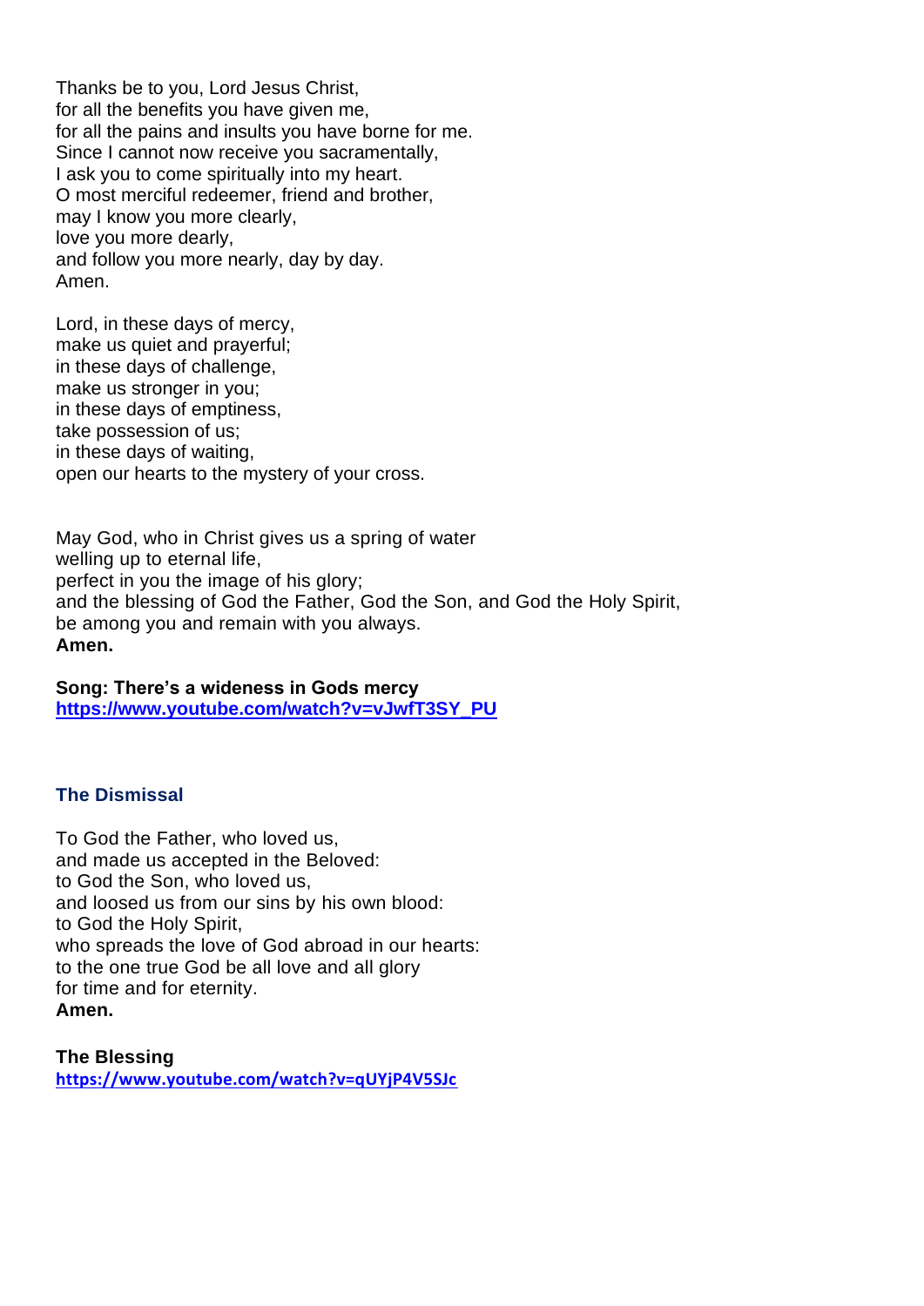Thanks be to you, Lord Jesus Christ,
for all the benefits you have given me,
for all the pains and insults you have borne for me.
Since I cannot now receive you sacramentally,
I ask you to come spiritually into my heart.
O most merciful redeemer, friend and brother,
may I know you more clearly,
love you more dearly,
and follow you more nearly, day by day.
Amen.

Lord, in these days of mercy,
make us quiet and prayerful;
in these days of challenge,
make us stronger in you;
in these days of emptiness,
take possession of us;
in these days of waiting,
open our hearts to the mystery of your cross.

May God, who in Christ gives us a spring of water
welling up to eternal life,
perfect in you the image of his glory;
and the blessing of God the Father, God the Son, and God the Holy Spirit,
be among you and remain with you always.
**Amen.**

**Song: There's a wideness in Gods mercy**
**https://www.youtube.com/watch?v=vJwfT3SY_PU**

### The Dismissal

To God the Father, who loved us,
and made us accepted in the Beloved:
to God the Son, who loved us,
and loosed us from our sins by his own blood:
to God the Holy Spirit,
who spreads the love of God abroad in our hearts:
to the one true God be all love and all glory
for time and for eternity.
**Amen.**

**The Blessing**
**https://www.youtube.com/watch?v=qUYjP4V5SJc**